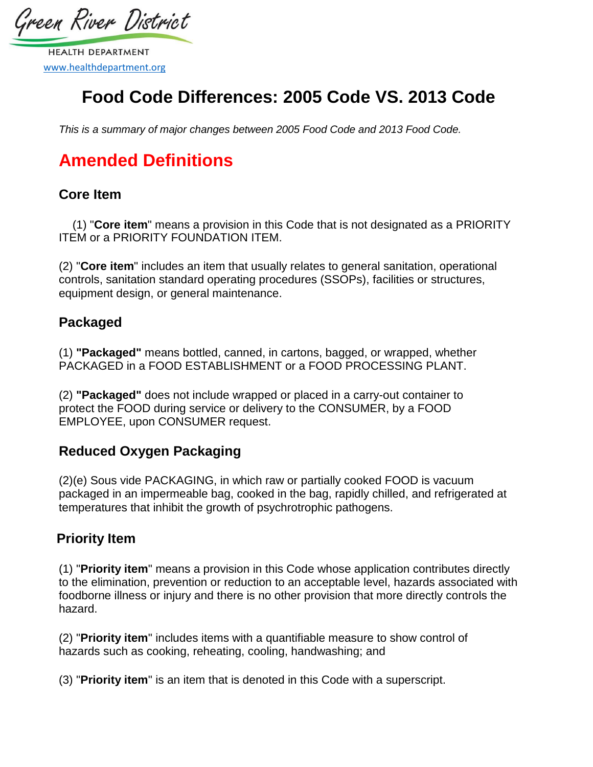Green River District

HEALTH DEPARTMENT

www.healthdepartment.org

# Food Code Differences: 2005 Code VS. 2013 Code

*This is a summary of major changes between 2005 Food Code and 2013 Food Code.*

## Amended Definitions

### Core Item

(1) "**Core item**" means a provision in this Code that is not designated as a PRIORITY ITEM or a PRIORITY FOUNDATION ITEM.

(2) "**Core item**" includes an item that usually relates to general sanitation, operational controls, sanitation standard operating procedures (SSOPs), facilities or structures, equipment design, or general maintenance.

### Packaged

(1) **"Packaged"** means bottled, canned, in cartons, bagged, or wrapped, whether PACKAGED in a FOOD ESTABLISHMENT or a FOOD PROCESSING PLANT.

(2) **"Packaged"** does not include wrapped or placed in a carry-out container to protect the FOOD during service or delivery to the CONSUMER, by a FOOD EMPLOYEE, upon CONSUMER request.

### Reduced Oxygen Packaging

(2)(e) Sous vide PACKAGING, in which raw or partially cooked FOOD is vacuum packaged in an impermeable bag, cooked in the bag, rapidly chilled, and refrigerated at temperatures that inhibit the growth of psychrotrophic pathogens.

### Priority Item

(1) "**Priority item**" means a provision in this Code whose application contributes directly to the elimination, prevention or reduction to an acceptable level, hazards associated with foodborne illness or injury and there is no other provision that more directly controls the hazard.

(2) "**Priority item**" includes items with a quantifiable measure to show control of hazards such as cooking, reheating, cooling, handwashing; and

(3) "**Priority item**" is an item that is denoted in this Code with a superscript.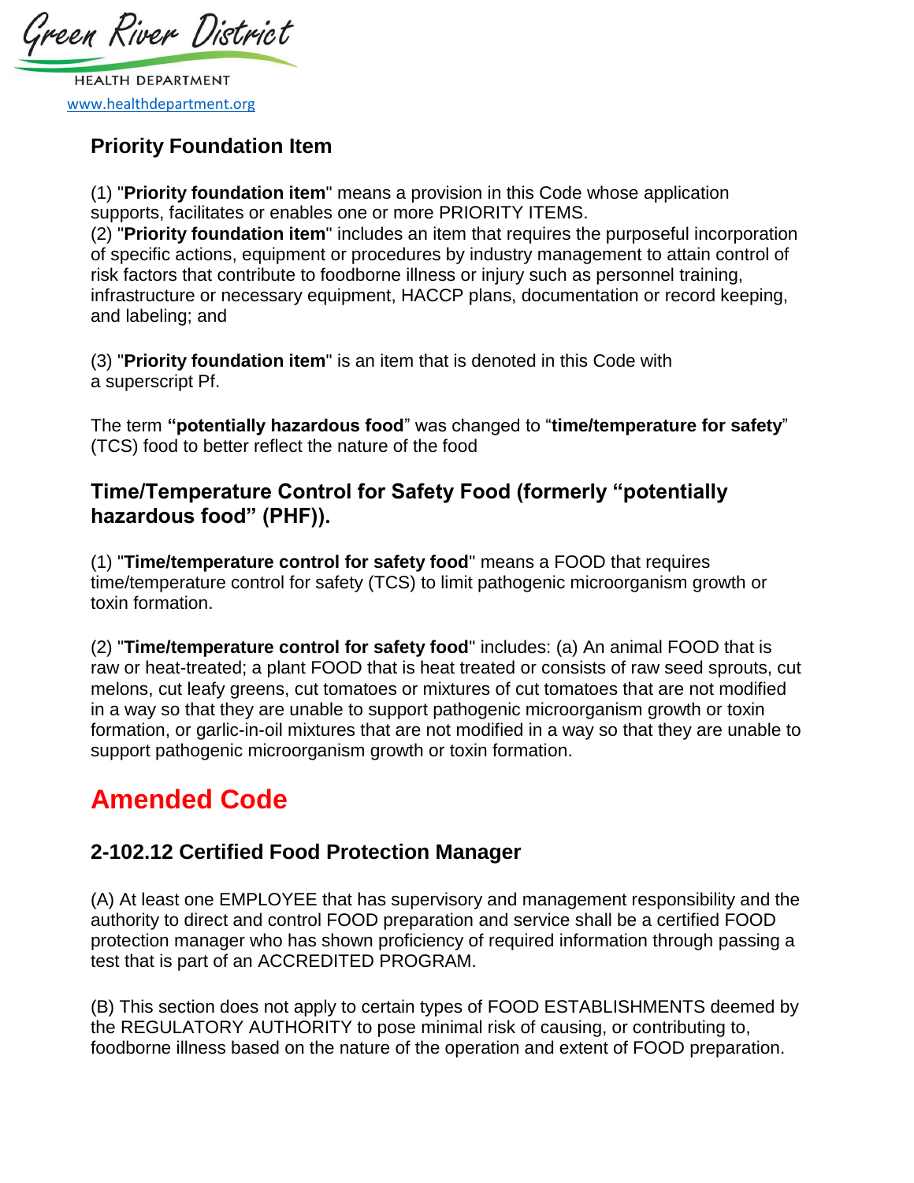## Priority Foundation Item

(1) "**Priority foundation item**" means a provision in this Code whose application supports, facilitates or enables one or more PRIORITY ITEMS.
(2) "**Priority foundation item**" includes an item that requires the purposeful incorporation of specific actions, equipment or procedures by industry management to attain control of risk factors that contribute to foodborne illness or injury such as personnel training, infrastructure or necessary equipment, HACCP plans, documentation or record keeping, and labeling; and

(3) "**Priority foundation item**" is an item that is denoted in this Code with a superscript Pf.

The term **"potentially hazardous food"** was changed to "**time/temperature for safety**" (TCS) food to better reflect the nature of the food

### Time/Temperature Control for Safety Food (formerly "potentially hazardous food" (PHF)).

(1) "**Time/temperature control for safety food**" means a FOOD that requires time/temperature control for safety (TCS) to limit pathogenic microorganism growth or toxin formation.

(2) "**Time/temperature control for safety food**" includes: (a) An animal FOOD that is raw or heat-treated; a plant FOOD that is heat treated or consists of raw seed sprouts, cut melons, cut leafy greens, cut tomatoes or mixtures of cut tomatoes that are not modified in a way so that they are unable to support pathogenic microorganism growth or toxin formation, or garlic-in-oil mixtures that are not modified in a way so that they are unable to support pathogenic microorganism growth or toxin formation.

# Amended Code

### 2-102.12 Certified Food Protection Manager

(A) At least one EMPLOYEE that has supervisory and management responsibility and the authority to direct and control FOOD preparation and service shall be a certified FOOD protection manager who has shown proficiency of required information through passing a test that is part of an ACCREDITED PROGRAM.

(B) This section does not apply to certain types of FOOD ESTABLISHMENTS deemed by the REGULATORY AUTHORITY to pose minimal risk of causing, or contributing to, foodborne illness based on the nature of the operation and extent of FOOD preparation.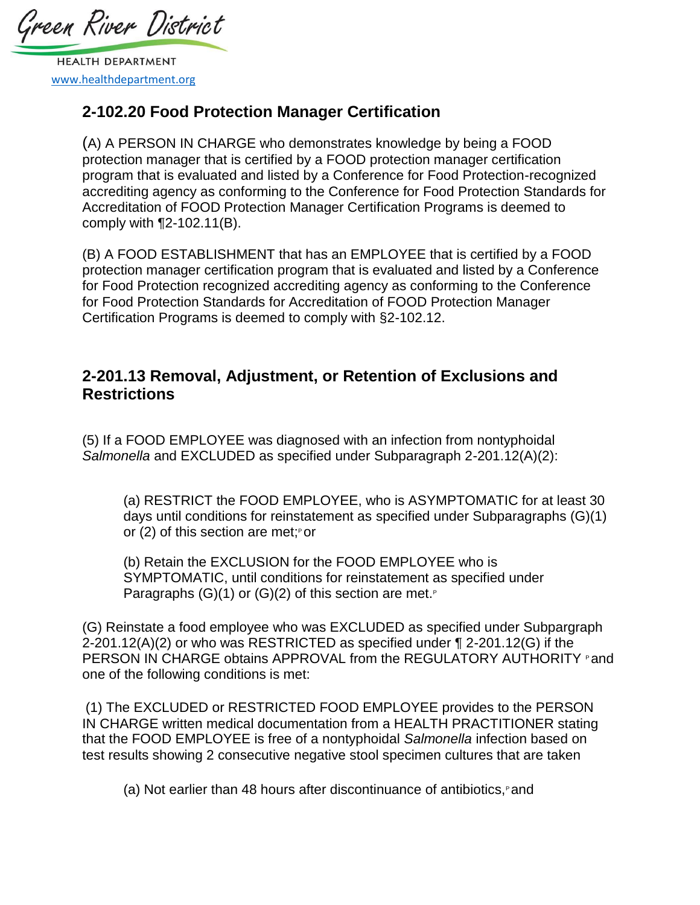## 2-102.20 Food Protection Manager Certification

(A) A PERSON IN CHARGE who demonstrates knowledge by being a FOOD protection manager that is certified by a FOOD protection manager certification program that is evaluated and listed by a Conference for Food Protection-recognized accrediting agency as conforming to the Conference for Food Protection Standards for Accreditation of FOOD Protection Manager Certification Programs is deemed to comply with ¶2-102.11(B).

(B) A FOOD ESTABLISHMENT that has an EMPLOYEE that is certified by a FOOD protection manager certification program that is evaluated and listed by a Conference for Food Protection recognized accrediting agency as conforming to the Conference for Food Protection Standards for Accreditation of FOOD Protection Manager Certification Programs is deemed to comply with §2-102.12.

## 2-201.13 Removal, Adjustment, or Retention of Exclusions and Restrictions

(5) If a FOOD EMPLOYEE was diagnosed with an infection from nontyphoidal *Salmonella* and EXCLUDED as specified under Subparagraph 2-201.12(A)(2):

> (a) RESTRICT the FOOD EMPLOYEE, who is ASYMPTOMATIC for at least 30 days until conditions for reinstatement as specified under Subparagraphs (G)(1) or (2) of this section are met;P or
>
> (b) Retain the EXCLUSION for the FOOD EMPLOYEE who is SYMPTOMATIC, until conditions for reinstatement as specified under Paragraphs (G)(1) or (G)(2) of this section are met.P

(G) Reinstate a food employee who was EXCLUDED as specified under Subpargraph 2-201.12(A)(2) or who was RESTRICTED as specified under ¶ 2-201.12(G) if the PERSON IN CHARGE obtains APPROVAL from the REGULATORY AUTHORITY P and one of the following conditions is met:

(1) The EXCLUDED or RESTRICTED FOOD EMPLOYEE provides to the PERSON IN CHARGE written medical documentation from a HEALTH PRACTITIONER stating that the FOOD EMPLOYEE is free of a nontyphoidal *Salmonella* infection based on test results showing 2 consecutive negative stool specimen cultures that are taken

> (a) Not earlier than 48 hours after discontinuance of antibiotics,P and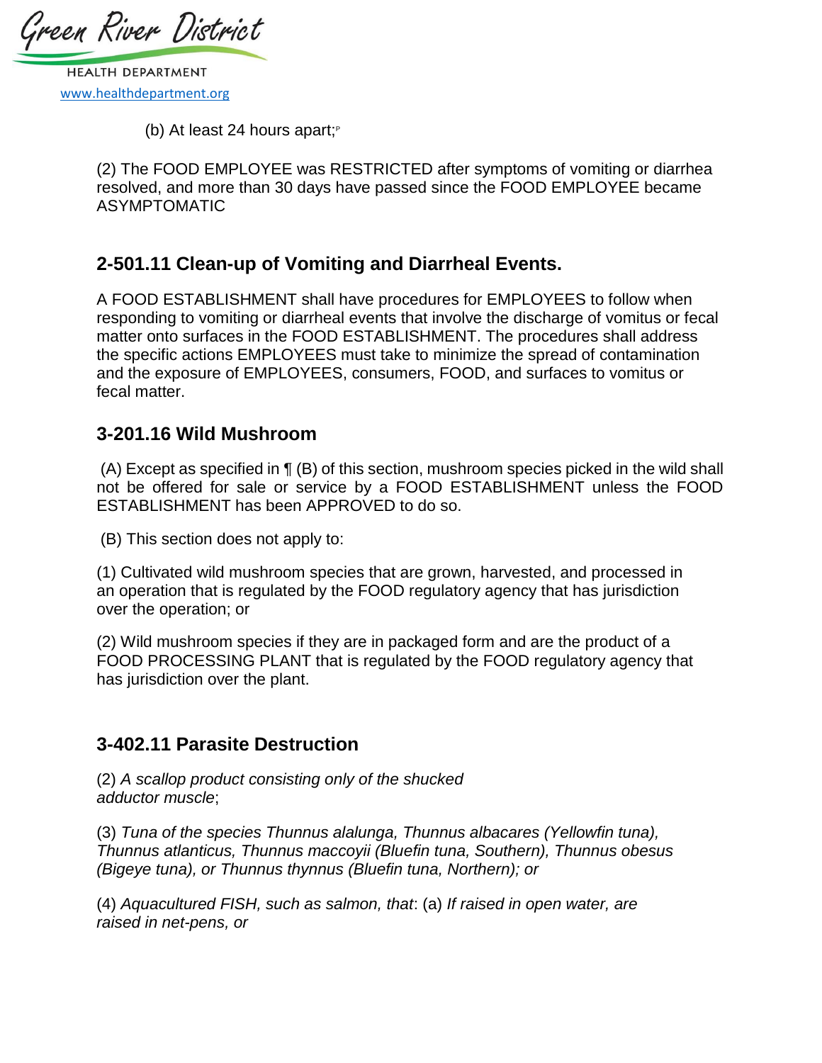(b) At least 24 hours apart;P

(2) The FOOD EMPLOYEE was RESTRICTED after symptoms of vomiting or diarrhea resolved, and more than 30 days have passed since the FOOD EMPLOYEE became ASYMPTOMATIC

## 2-501.11 Clean-up of Vomiting and Diarrheal Events.

A FOOD ESTABLISHMENT shall have procedures for EMPLOYEES to follow when responding to vomiting or diarrheal events that involve the discharge of vomitus or fecal matter onto surfaces in the FOOD ESTABLISHMENT. The procedures shall address the specific actions EMPLOYEES must take to minimize the spread of contamination and the exposure of EMPLOYEES, consumers, FOOD, and surfaces to vomitus or fecal matter.

## 3-201.16 Wild Mushroom

(A) Except as specified in ¶ (B) of this section, mushroom species picked in the wild shall not be offered for sale or service by a FOOD ESTABLISHMENT unless the FOOD ESTABLISHMENT has been APPROVED to do so.

(B) This section does not apply to:

(1) Cultivated wild mushroom species that are grown, harvested, and processed in an operation that is regulated by the FOOD regulatory agency that has jurisdiction over the operation; or

(2) Wild mushroom species if they are in packaged form and are the product of a FOOD PROCESSING PLANT that is regulated by the FOOD regulatory agency that has jurisdiction over the plant.

## 3-402.11 Parasite Destruction

(2) *A scallop product consisting only of the shucked adductor muscle*;

(3) *Tuna of the species Thunnus alalunga, Thunnus albacares (Yellowfin tuna), Thunnus atlanticus, Thunnus maccoyii (Bluefin tuna, Southern), Thunnus obesus (Bigeye tuna), or Thunnus thynnus (Bluefin tuna, Northern); or*

(4) *Aquacultured FISH, such as salmon, that*: (a) *If raised in open water, are raised in net-pens, or*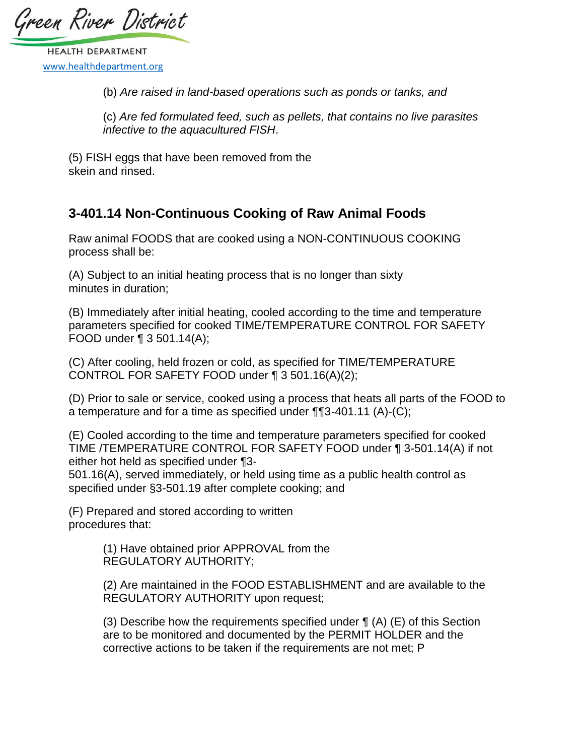(b) *Are raised in land-based operations such as ponds or tanks, and*

(c) *Are fed formulated feed, such as pellets, that contains no live parasites infective to the aquacultured FISH*.

(5) FISH eggs that have been removed from the skein and rinsed.

## 3-401.14 Non-Continuous Cooking of Raw Animal Foods

Raw animal FOODS that are cooked using a NON-CONTINUOUS COOKING process shall be:

(A) Subject to an initial heating process that is no longer than sixty minutes in duration;

(B) Immediately after initial heating, cooled according to the time and temperature parameters specified for cooked TIME/TEMPERATURE CONTROL FOR SAFETY FOOD under ¶ 3 501.14(A);

(C) After cooling, held frozen or cold, as specified for TIME/TEMPERATURE CONTROL FOR SAFETY FOOD under ¶ 3 501.16(A)(2);

(D) Prior to sale or service, cooked using a process that heats all parts of the FOOD to a temperature and for a time as specified under ¶¶3-401.11 (A)-(C);

(E) Cooled according to the time and temperature parameters specified for cooked TIME /TEMPERATURE CONTROL FOR SAFETY FOOD under ¶ 3-501.14(A) if not either hot held as specified under ¶3-501.16(A), served immediately, or held using time as a public health control as specified under §3-501.19 after complete cooking; and

(F) Prepared and stored according to written procedures that:

(1) Have obtained prior APPROVAL from the REGULATORY AUTHORITY;

(2) Are maintained in the FOOD ESTABLISHMENT and are available to the REGULATORY AUTHORITY upon request;

(3) Describe how the requirements specified under ¶ (A) (E) of this Section are to be monitored and documented by the PERMIT HOLDER and the corrective actions to be taken if the requirements are not met; P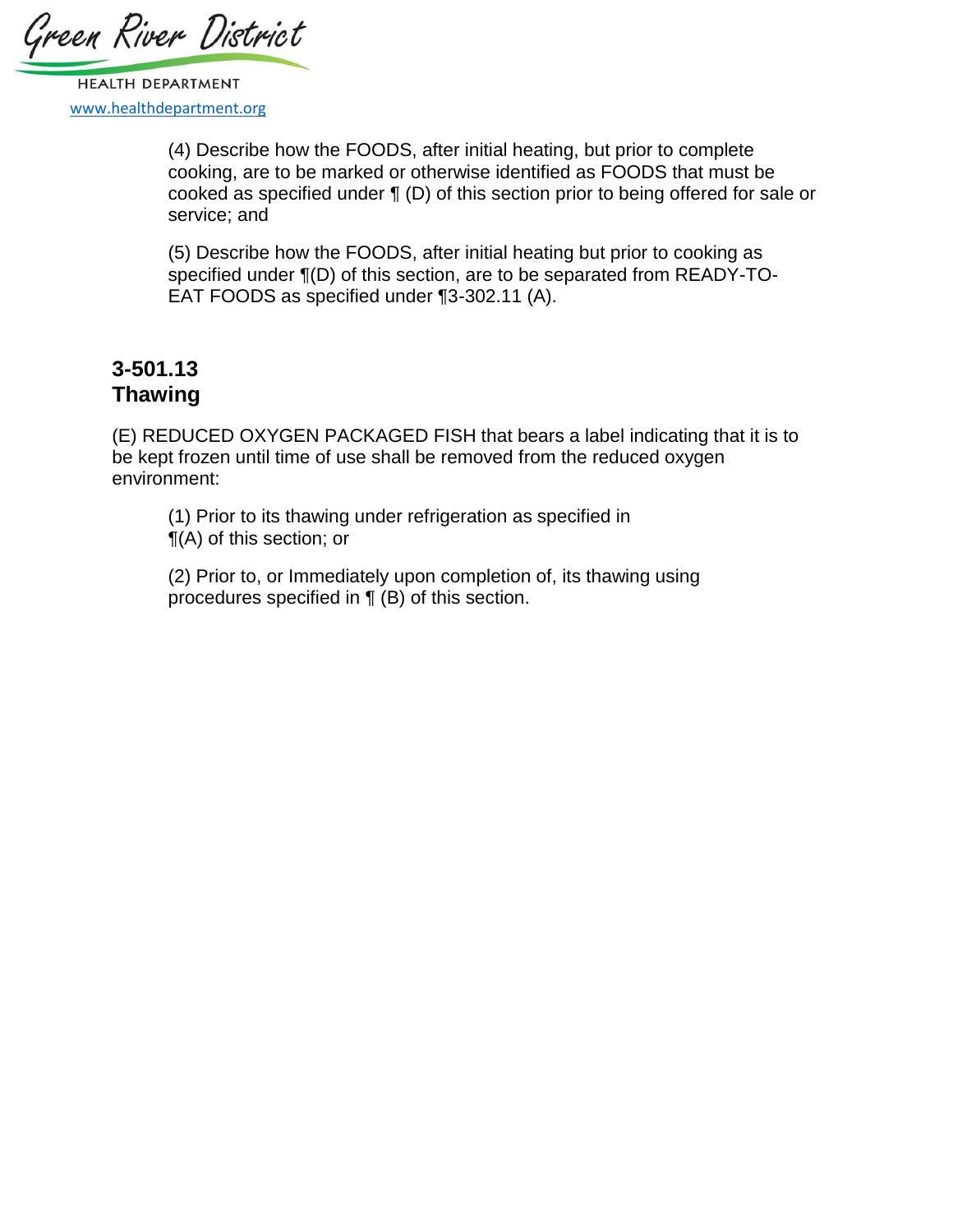(4) Describe how the FOODS, after initial heating, but prior to complete cooking, are to be marked or otherwise identified as FOODS that must be cooked as specified under ¶ (D) of this section prior to being offered for sale or service; and

(5) Describe how the FOODS, after initial heating but prior to cooking as specified under ¶(D) of this section, are to be separated from READY-TO-EAT FOODS as specified under ¶3-302.11 (A).

## 3-501.13 Thawing

(E) REDUCED OXYGEN PACKAGED FISH that bears a label indicating that it is to be kept frozen until time of use shall be removed from the reduced oxygen environment:

(1) Prior to its thawing under refrigeration as specified in ¶(A) of this section; or

(2) Prior to, or Immediately upon completion of, its thawing using procedures specified in ¶ (B) of this section.